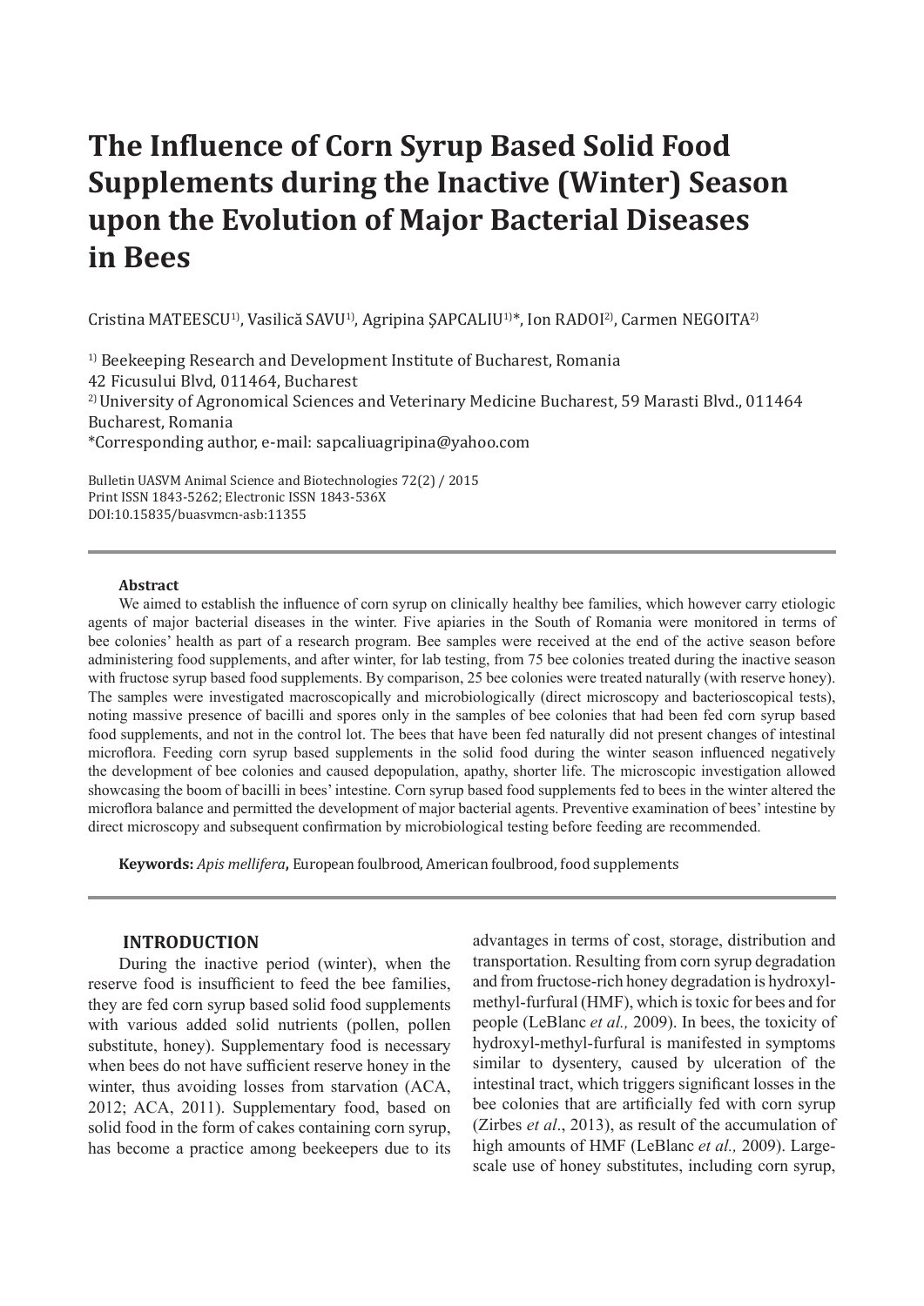# The Influence of Corn Syrup Based Solid Food Supplements during the Inactive (Winter) Season upon the Evolution of Major Bacterial Diseases in Bees

Cristina MATEESCU[1)], Vasilică SAVU[1)], Agripina ŞAPCALIU[1)]*, Ion RADOI[2)], Carmen NEGOITA[2)]

[1)] Beekeeping Research and Development Institute of Bucharest, Romania
42 Ficusului Blvd, 011464, Bucharest
[2)] University of Agronomical Sciences and Veterinary Medicine Bucharest, 59 Marasti Blvd., 011464 Bucharest, Romania
*Corresponding author, e-mail: sapcaliuagripina@yahoo.com

Bulletin UASVM Animal Science and Biotechnologies 72(2) / 2015
Print ISSN 1843-5262; Electronic ISSN 1843-536X
DOI:10.15835/buasvmcn-asb:11355

**Abstract**

We aimed to establish the influence of corn syrup on clinically healthy bee families, which however carry etiologic agents of major bacterial diseases in the winter. Five apiaries in the South of Romania were monitored in terms of bee colonies' health as part of a research program. Bee samples were received at the end of the active season before administering food supplements, and after winter, for lab testing, from 75 bee colonies treated during the inactive season with fructose syrup based food supplements. By comparison, 25 bee colonies were treated naturally (with reserve honey). The samples were investigated macroscopically and microbiologically (direct microscopy and bacterioscopical tests), noting massive presence of bacilli and spores only in the samples of bee colonies that had been fed corn syrup based food supplements, and not in the control lot. The bees that have been fed naturally did not present changes of intestinal microflora. Feeding corn syrup based supplements in the solid food during the winter season influenced negatively the development of bee colonies and caused depopulation, apathy, shorter life. The microscopic investigation allowed showcasing the boom of bacilli in bees' intestine. Corn syrup based food supplements fed to bees in the winter altered the microflora balance and permitted the development of major bacterial agents. Preventive examination of bees' intestine by direct microscopy and subsequent confirmation by microbiological testing before feeding are recommended.

**Keywords:** *Apis mellifera***,** European foulbrood, American foulbrood, food supplements

## INTRODUCTION

During the inactive period (winter), when the reserve food is insufficient to feed the bee families, they are fed corn syrup based solid food supplements with various added solid nutrients (pollen, pollen substitute, honey). Supplementary food is necessary when bees do not have sufficient reserve honey in the winter, thus avoiding losses from starvation (ACA, 2012; ACA, 2011). Supplementary food, based on solid food in the form of cakes containing corn syrup, has become a practice among beekeepers due to its advantages in terms of cost, storage, distribution and transportation. Resulting from corn syrup degradation and from fructose-rich honey degradation is hydroxyl-methyl-furfural (HMF), which is toxic for bees and for people (LeBlanc *et al.,* 2009). In bees, the toxicity of hydroxyl-methyl-furfural is manifested in symptoms similar to dysentery, caused by ulceration of the intestinal tract, which triggers significant losses in the bee colonies that are artificially fed with corn syrup (Zirbes *et al*., 2013), as result of the accumulation of high amounts of HMF (LeBlanc *et al.,* 2009). Large-scale use of honey substitutes, including corn syrup,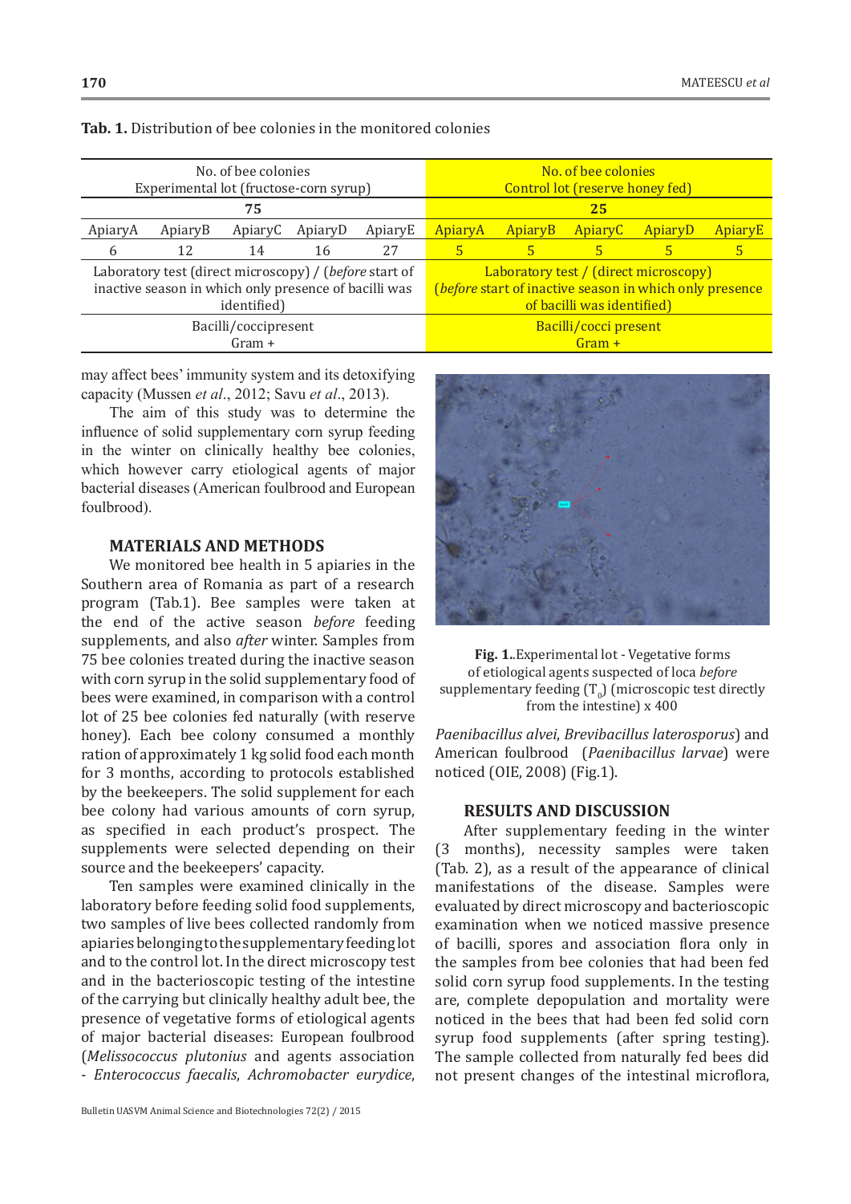**Tab. 1.** Distribution of bee colonies in the monitored colonies

| No. of bee colonies Experimental lot (fructose-corn syrup) | | | | | No. of bee colonies Control lot (reserve honey fed) | | | | |
|---|---|---|---|---|---|---|---|---|---|
| 75 | | | | | 25 | | | | |
| ApiaryA | ApiaryB | ApiaryC | ApiaryD | ApiaryE | ApiaryA | ApiaryB | ApiaryC | ApiaryD | ApiaryE |
| 6 | 12 | 14 | 16 | 27 | 5 | 5 | 5 | 5 | 5 |
| Laboratory test (direct microscopy) / (*before* start of inactive season in which only presence of bacilli was identified) | | | | | Laboratory test / (direct microscopy) (*before* start of inactive season in which only presence of bacilli was identified) | | | | |
| Bacilli/coccipresent Gram + | | | | | Bacilli/cocci present Gram + | | | | |

may affect bees' immunity system and its detoxifying capacity (Mussen *et al*., 2012; Savu *et al*., 2013).

The aim of this study was to determine the influence of solid supplementary corn syrup feeding in the winter on clinically healthy bee colonies, which however carry etiological agents of major bacterial diseases (American foulbrood and European foulbrood).

## MATERIALS AND METHODS

We monitored bee health in 5 apiaries in the Southern area of Romania as part of a research program (Tab.1). Bee samples were taken at the end of the active season *before* feeding supplements, and also *after* winter. Samples from 75 bee colonies treated during the inactive season with corn syrup in the solid supplementary food of bees were examined, in comparison with a control lot of 25 bee colonies fed naturally (with reserve honey). Each bee colony consumed a monthly ration of approximately 1 kg solid food each month for 3 months, according to protocols established by the beekeepers. The solid supplement for each bee colony had various amounts of corn syrup, as specified in each product's prospect. The supplements were selected depending on their source and the beekeepers' capacity.

Ten samples were examined clinically in the laboratory before feeding solid food supplements, two samples of live bees collected randomly from apiaries belonging to the supplementary feeding lot and to the control lot. In the direct microscopy test and in the bacterioscopic testing of the intestine of the carrying but clinically healthy adult bee, the presence of vegetative forms of etiological agents of major bacterial diseases: European foulbrood (*Melissococcus plutonius* and agents association - *Enterococcus faecalis*, *Achromobacter eurydice*, *Paenibacillus alvei*, *Brevibacillus laterosporus*) and American foulbrood (*Paenibacillus larvae*) were noticed (OIE, 2008) (Fig.1).

**Fig. 1.**.Experimental lot - Vegetative forms of etiological agents suspected of loca *before* supplementary feeding ($T_0$) (microscopic test directly from the intestine) x 400

## RESULTS AND DISCUSSION

After supplementary feeding in the winter (3 months), necessity samples were taken (Tab. 2), as a result of the appearance of clinical manifestations of the disease. Samples were evaluated by direct microscopy and bacterioscopic examination when we noticed massive presence of bacilli, spores and association flora only in the samples from bee colonies that had been fed solid corn syrup food supplements. In the testing are, complete depopulation and mortality were noticed in the bees that had been fed solid corn syrup food supplements (after spring testing). The sample collected from naturally fed bees did not present changes of the intestinal microflora,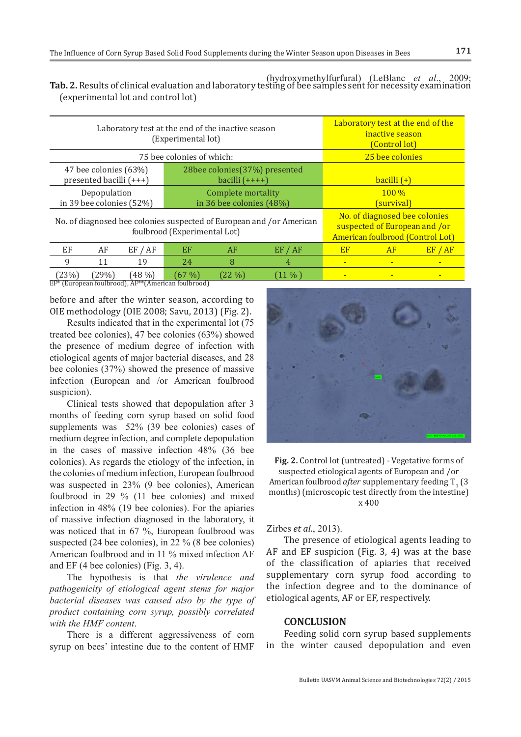(hydroxymethylfurfural) (LeBlanc *et al.*, 2009; Zirbes *et al.*, 2013).

**Tab. 2.** Results of clinical evaluation and laboratory testing of bee samples sent for necessity examination (experimental lot and control lot)

| Laboratory test at the end of the inactive season (Experimental lot) | | | | | | Laboratory test at the end of the inactive season (Control lot) | | |
|---|---|---|---|---|---|---|---|---|
| 75 bee colonies of which: | | | | | | 25 bee colonies | | |
| 47 bee colonies (63%) presented bacilli (+++) | | | 28bee colonies(37%) presented bacilli (++++) | | | bacilli (+) | | |
| Depopulation in 39 bee colonies (52%) | | | Complete mortality in 36 bee colonies (48%) | | | 100 % (survival) | | |
| No. of diagnosed bee colonies suspected of European and /or American foulbrood (Experimental Lot) | | | | | | No. of diagnosed bee colonies suspected of European and /or American foulbrood (Control Lot) | | |
| EF | AF | EF / AF | EF | AF | EF / AF | EF | AF | EF / AF |
| 9 | 11 | 19 | 24 | 8 | 4 | - | - | - |
| (23%) | (29%) | (48 %) | (67 %) | (22 %) | (11 % ) | - | - | - |

EF* (European foulbrood), AF**(American foulbrood)

before and after the winter season, according to OIE methodology (OIE 2008; Savu, 2013) (Fig. 2).

Results indicated that in the experimental lot (75 treated bee colonies), 47 bee colonies (63%) showed the presence of medium degree of infection with etiological agents of major bacterial diseases, and 28 bee colonies (37%) showed the presence of massive infection (European and /or American foulbrood suspicion).

Clinical tests showed that depopulation after 3 months of feeding corn syrup based on solid food supplements was 52% (39 bee colonies) cases of medium degree infection, and complete depopulation in the cases of massive infection 48% (36 bee colonies). As regards the etiology of the infection, in the colonies of medium infection, European foulbrood was suspected in 23% (9 bee colonies), American foulbrood in 29 % (11 bee colonies) and mixed infection in 48% (19 bee colonies). For the apiaries of massive infection diagnosed in the laboratory, it was noticed that in 67 %, European foulbrood was suspected (24 bee colonies), in 22 % (8 bee colonies) American foulbrood and in 11 % mixed infection AF and EF (4 bee colonies) (Fig. 3, 4).

The hypothesis is that *the virulence and pathogenicity of etiological agent stems for major bacterial diseases was caused also by the type of product containing corn syrup, possibly correlated with the HMF content*.

There is a different aggressiveness of corn syrup on bees' intestine due to the content of HMF

**Fig. 2.** Control lot (untreated) - Vegetative forms of suspected etiological agents of European and /or American foulbrood *after* supplementary feeding $T_1$ (3 months) (microscopic test directly from the intestine) x 400

The presence of etiological agents leading to AF and EF suspicion (Fig. 3, 4) was at the base of the classification of apiaries that received supplementary corn syrup food according to the infection degree and to the dominance of etiological agents, AF or EF, respectively.

## CONCLUSION

Feeding solid corn syrup based supplements in the winter caused depopulation and even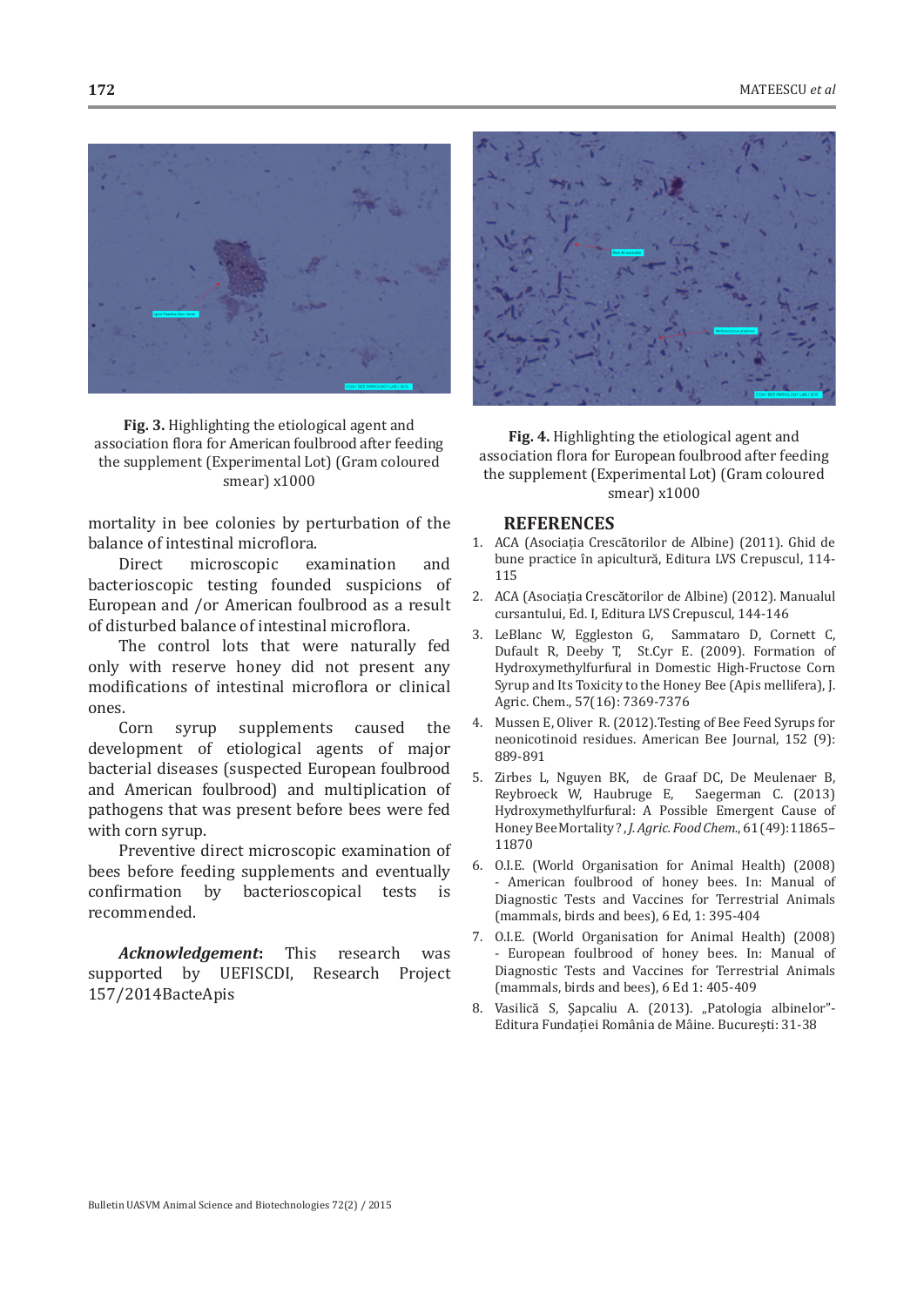**Fig. 3.** Highlighting the etiological agent and association flora for American foulbrood after feeding the supplement (Experimental Lot) (Gram coloured smear) x1000

**Fig. 4.** Highlighting the etiological agent and association flora for European foulbrood after feeding the supplement (Experimental Lot) (Gram coloured smear) x1000

mortality in bee colonies by perturbation of the balance of intestinal microflora.

Direct microscopic examination and bacterioscopic testing founded suspicions of European and /or American foulbrood as a result of disturbed balance of intestinal microflora.

The control lots that were naturally fed only with reserve honey did not present any modifications of intestinal microflora or clinical ones.

Corn syrup supplements caused the development of etiological agents of major bacterial diseases (suspected European foulbrood and American foulbrood) and multiplication of pathogens that was present before bees were fed with corn syrup.

Preventive direct microscopic examination of bees before feeding supplements and eventually confirmation by bacterioscopical tests is recommended.

***Acknowledgement*:** This research was supported by UEFISCDI, Research Project 157/2014BacteApis

## REFERENCES

1. ACA (Asociația Crescătorilor de Albine) (2011). Ghid de bune practice în apicultură, Editura LVS Crepuscul, 114-115
2. ACA (Asociația Crescătorilor de Albine) (2012). Manualul cursantului, Ed. I, Editura LVS Crepuscul, 144-146
3. LeBlanc W, Eggleston G, Sammataro D, Cornett C, Dufault R, Deeby T, St.Cyr E. (2009). Formation of Hydroxymethylfurfural in Domestic High-Fructose Corn Syrup and Its Toxicity to the Honey Bee (Apis mellifera), J. Agric. Chem., 57(16): 7369-7376
4. Mussen E, Oliver R. (2012).Testing of Bee Feed Syrups for neonicotinoid residues. American Bee Journal, 152 (9): 889-891
5. Zirbes L, Nguyen BK, de Graaf DC, De Meulenaer B, Reybroeck W, Haubruge E, Saegerman C. (2013) Hydroxymethylfurfural: A Possible Emergent Cause of Honey Bee Mortality? , *J. Agric. Food Chem.*, 61(49):11865–11870
6. O.I.E. (World Organisation for Animal Health) (2008) - American foulbrood of honey bees. In: Manual of Diagnostic Tests and Vaccines for Terrestrial Animals (mammals, birds and bees), 6 Ed, 1: 395-404
7. O.I.E. (World Organisation for Animal Health) (2008) - European foulbrood of honey bees. In: Manual of Diagnostic Tests and Vaccines for Terrestrial Animals (mammals, birds and bees), 6 Ed 1: 405-409
8. Vasilică S, Șapcaliu A. (2013). „Patologia albinelor"- Editura Fundației România de Mâine. București: 31-38